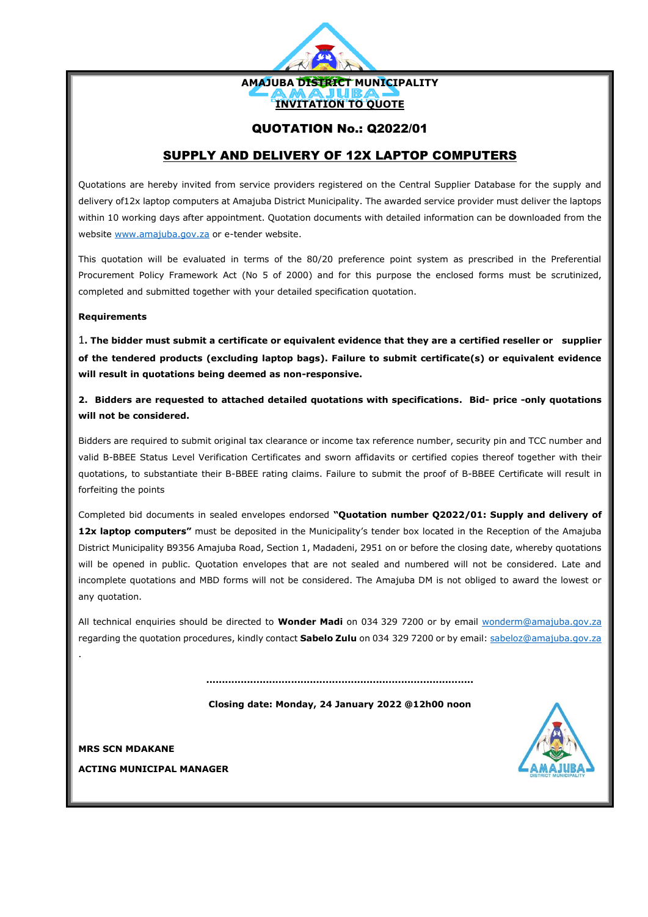**AMAJUBA DISTRICT MUNICIPALITY**

**INVITATION TO QUOTE**

# QUOTATION No.: Q2022/01

## SUPPLY AND DELIVERY OF 12X LAPTOP COMPUTERS

Quotations are hereby invited from service providers registered on the Central Supplier Database for the supply and delivery of12x laptop computers at Amajuba District Municipality. The awarded service provider must deliver the laptops within 10 working days after appointment. Quotation documents with detailed information can be downloaded from the website www.amajuba.gov.za or e-tender website.

This quotation will be evaluated in terms of the 80/20 preference point system as prescribed in the Preferential Procurement Policy Framework Act (No 5 of 2000) and for this purpose the enclosed forms must be scrutinized, completed and submitted together with your detailed specification quotation.

**Requirements**

1. **The bidder must submit a certificate or equivalent evidence that they are a certified reseller or supplier of the tendered products (excluding laptop bags). Failure to submit certificate(s) or equivalent evidence will result in quotations being deemed as non-responsive.**

2. **Bidders are requested to attached detailed quotations with specifications. Bid- price -only quotations will not be considered.**

Bidders are required to submit original tax clearance or income tax reference number, security pin and TCC number and valid B-BBEE Status Level Verification Certificates and sworn affidavits or certified copies thereof together with their quotations, to substantiate their B-BBEE rating claims. Failure to submit the proof of B-BBEE Certificate will result in forfeiting the points

Completed bid documents in sealed envelopes endorsed **"Quotation number Q2022/01: Supply and delivery of 12x laptop computers"** must be deposited in the Municipality's tender box located in the Reception of the Amajuba District Municipality B9356 Amajuba Road, Section 1, Madadeni, 2951 on or before the closing date, whereby quotations will be opened in public. Quotation envelopes that are not sealed and numbered will not be considered. Late and incomplete quotations and MBD forms will not be considered. The Amajuba DM is not obliged to award the lowest or any quotation.

All technical enquiries should be directed to **Wonder Madi** on 034 329 7200 or by email wonderm@amajuba.gov.za regarding the quotation procedures, kindly contact **Sabelo Zulu** on 034 329 7200 or by email: sabeloz@amajuba.gov.za

.

**Closing date: Monday, 24 January 2022 @12h00 noon**

**MRS SCN MDAKANE**

**ACTING MUNICIPAL MANAGER**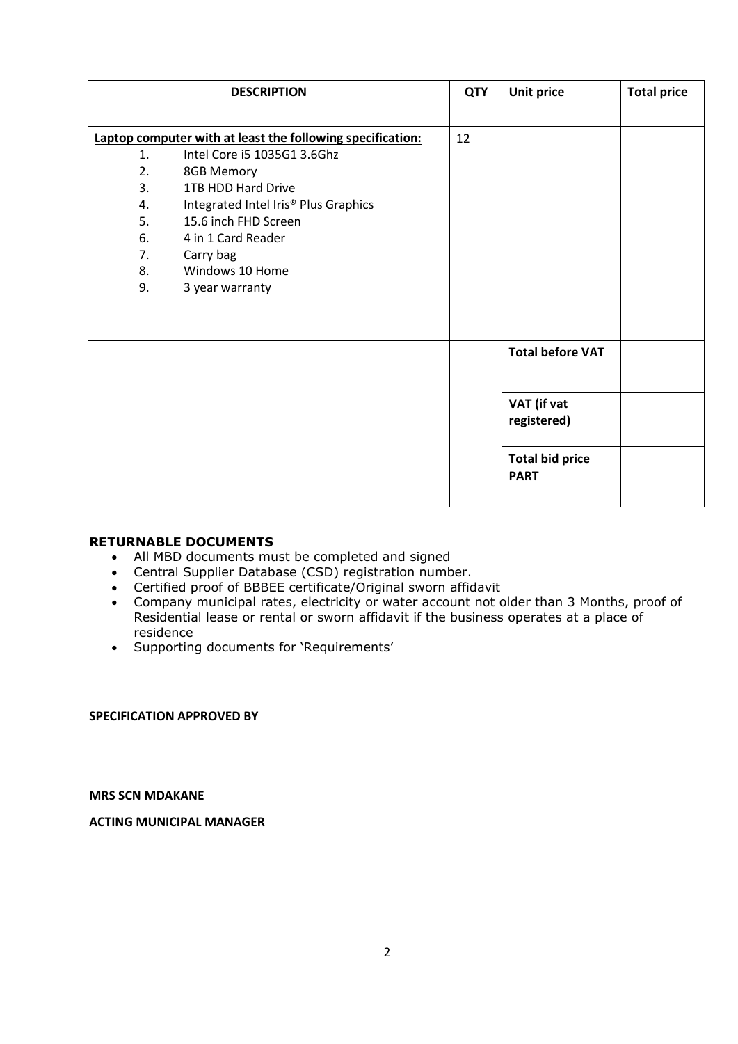| DESCRIPTION | QTY | Unit price | Total price |
| --- | --- | --- | --- |
| **<u>Laptop computer with at least the following specification:</u>**<br>1. Intel Core i5 1035G1 3.6Ghz<br>2. 8GB Memory<br>3. 1TB HDD Hard Drive<br>4. Integrated Intel Iris® Plus Graphics<br>5. 15.6 inch FHD Screen<br>6. 4 in 1 Card Reader<br>7. Carry bag<br>8. Windows 10 Home<br>9. 3 year warranty | 12 | | |
| | | **Total before VAT** | |
| | | **VAT (if vat registered)** | |
| | | **Total bid price PART** | |

**RETURNABLE DOCUMENTS**

- All MBD documents must be completed and signed
- Central Supplier Database (CSD) registration number.
- Certified proof of BBBEE certificate/Original sworn affidavit
- Company municipal rates, electricity or water account not older than 3 Months, proof of Residential lease or rental or sworn affidavit if the business operates at a place of residence
- Supporting documents for 'Requirements'

**SPECIFICATION APPROVED BY**

**MRS SCN MDAKANE**

**ACTING MUNICIPAL MANAGER**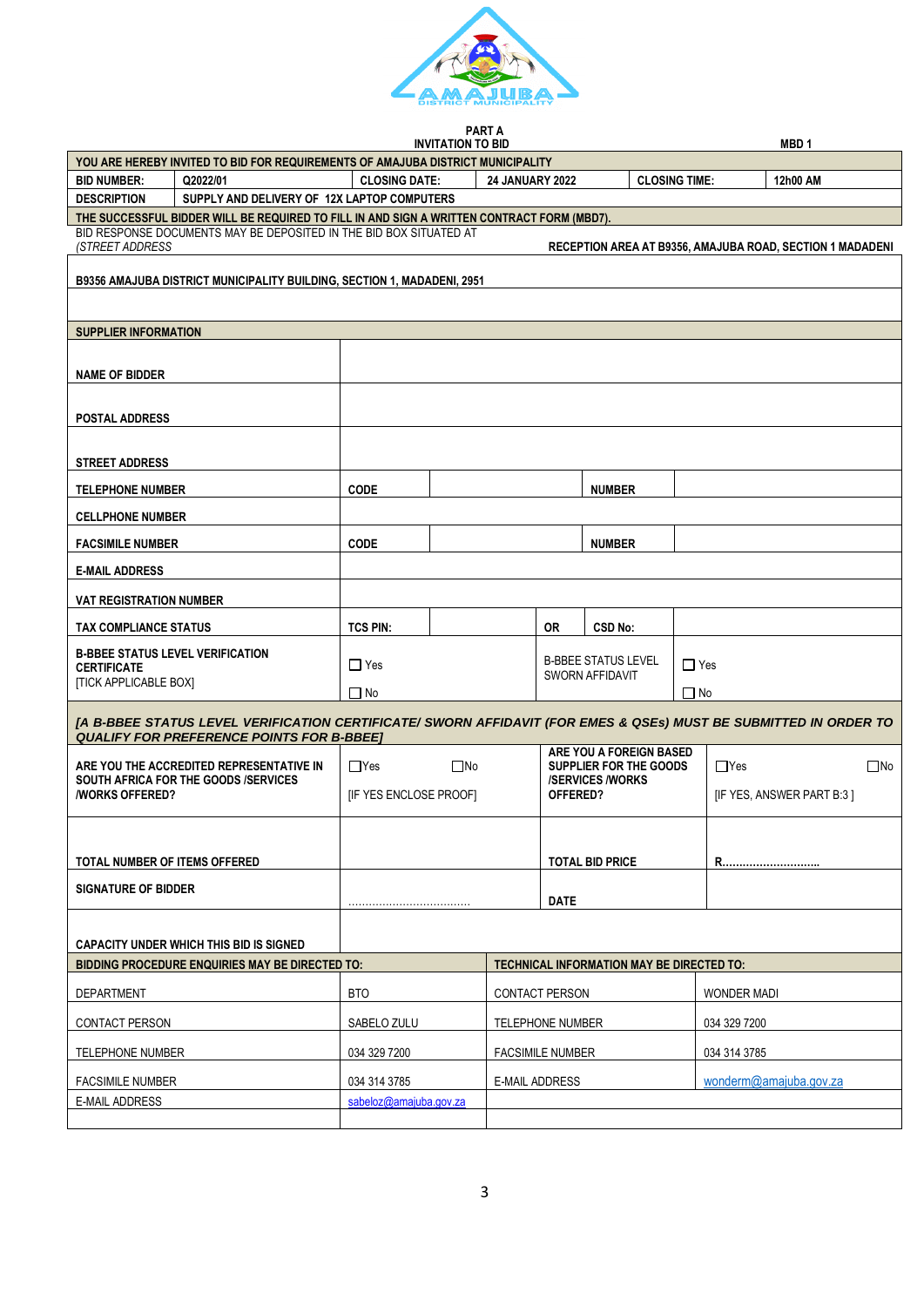**PART A**
**INVITATION TO BID** **MBD 1**

| YOU ARE HEREBY INVITED TO BID FOR REQUIREMENTS OF AMAJUBA DISTRICT MUNICIPALITY | | | | | |
|---|---|---|---|---|---|
| **BID NUMBER:** | Q2022/01 | **CLOSING DATE:** | **24 JANUARY 2022** | **CLOSING TIME:** | **12h00 AM** |
| **DESCRIPTION** | **SUPPLY AND DELIVERY OF 12X LAPTOP COMPUTERS** | | | | |
| **THE SUCCESSFUL BIDDER WILL BE REQUIRED TO FILL IN AND SIGN A WRITTEN CONTRACT FORM (MBD7).** | | | | | |

BID RESPONSE DOCUMENTS MAY BE DEPOSITED IN THE BID BOX SITUATED AT *(STREET ADDRESS* **RECEPTION AREA AT B9356, AMAJUBA ROAD, SECTION 1 MADADENI**

**B9356 AMAJUBA DISTRICT MUNICIPALITY BUILDING, SECTION 1, MADADENI, 2951**

| **SUPPLIER INFORMATION** | | | | | |
|---|---|---|---|---|---|
| **NAME OF BIDDER** | | | | | |
| **POSTAL ADDRESS** | | | | | |
| **STREET ADDRESS** | | | | | |
| **TELEPHONE NUMBER** | **CODE** | | **NUMBER** | | |
| **CELLPHONE NUMBER** | | | | | |
| **FACSIMILE NUMBER** | **CODE** | | **NUMBER** | | |
| **E-MAIL ADDRESS** | | | | | |
| **VAT REGISTRATION NUMBER** | | | | | |
| **TAX COMPLIANCE STATUS** | **TCS PIN:** | | **OR** | **CSD No:** | |
| **B-BBEE STATUS LEVEL VERIFICATION CERTIFICATE** [TICK APPLICABLE BOX] | ☐ Yes ☐ No | | B-BBEE STATUS LEVEL SWORN AFFIDAVIT | ☐ Yes ☐ No | |

***[A B-BBEE STATUS LEVEL VERIFICATION CERTIFICATE/ SWORN AFFIDAVIT (FOR EMES & QSEs) MUST BE SUBMITTED IN ORDER TO QUALIFY FOR PREFERENCE POINTS FOR B-BBEE]***

| | | | |
|---|---|---|---|
| **ARE YOU THE ACCREDITED REPRESENTATIVE IN SOUTH AFRICA FOR THE GOODS /SERVICES /WORKS OFFERED?** | ☐Yes ☐No [IF YES ENCLOSE PROOF] | **ARE YOU A FOREIGN BASED SUPPLIER FOR THE GOODS /SERVICES /WORKS OFFERED?** | ☐Yes ☐No [IF YES, ANSWER PART B:3 ] |
| **TOTAL NUMBER OF ITEMS OFFERED** | | **TOTAL BID PRICE** | **R............................** |
| **SIGNATURE OF BIDDER** | ................................... | **DATE** | |
| **CAPACITY UNDER WHICH THIS BID IS SIGNED** | | | |

| **BIDDING PROCEDURE ENQUIRIES MAY BE DIRECTED TO:** | | **TECHNICAL INFORMATION MAY BE DIRECTED TO:** | |
|---|---|---|---|
| DEPARTMENT | BTO | CONTACT PERSON | WONDER MADI |
| CONTACT PERSON | SABELO ZULU | TELEPHONE NUMBER | 034 329 7200 |
| TELEPHONE NUMBER | 034 329 7200 | FACSIMILE NUMBER | 034 314 3785 |
| FACSIMILE NUMBER | 034 314 3785 | E-MAIL ADDRESS | wonderm@amajuba.gov.za |
| E-MAIL ADDRESS | sabeloz@amajuba.gov.za | | |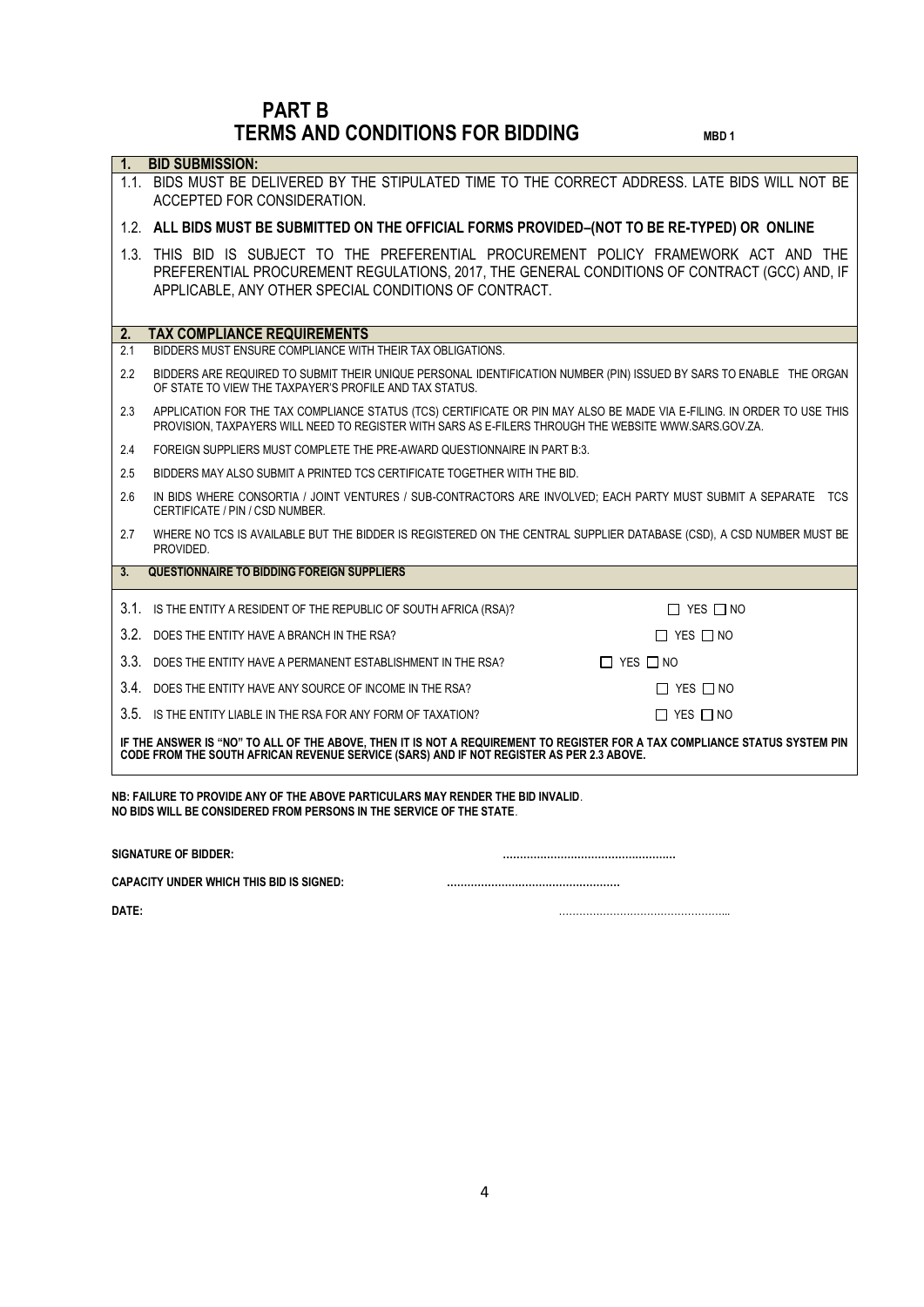# PART B

## TERMS AND CONDITIONS FOR BIDDING

MBD 1

### 1. BID SUBMISSION:

1.1. BIDS MUST BE DELIVERED BY THE STIPULATED TIME TO THE CORRECT ADDRESS. LATE BIDS WILL NOT BE ACCEPTED FOR CONSIDERATION.

1.2. **ALL BIDS MUST BE SUBMITTED ON THE OFFICIAL FORMS PROVIDED–(NOT TO BE RE-TYPED) OR ONLINE**

1.3. THIS BID IS SUBJECT TO THE PREFERENTIAL PROCUREMENT POLICY FRAMEWORK ACT AND THE PREFERENTIAL PROCUREMENT REGULATIONS, 2017, THE GENERAL CONDITIONS OF CONTRACT (GCC) AND, IF APPLICABLE, ANY OTHER SPECIAL CONDITIONS OF CONTRACT.

### 2. TAX COMPLIANCE REQUIREMENTS

2.1 BIDDERS MUST ENSURE COMPLIANCE WITH THEIR TAX OBLIGATIONS.

2.2 BIDDERS ARE REQUIRED TO SUBMIT THEIR UNIQUE PERSONAL IDENTIFICATION NUMBER (PIN) ISSUED BY SARS TO ENABLE THE ORGAN OF STATE TO VIEW THE TAXPAYER'S PROFILE AND TAX STATUS.

2.3 APPLICATION FOR THE TAX COMPLIANCE STATUS (TCS) CERTIFICATE OR PIN MAY ALSO BE MADE VIA E-FILING. IN ORDER TO USE THIS PROVISION, TAXPAYERS WILL NEED TO REGISTER WITH SARS AS E-FILERS THROUGH THE WEBSITE WWW.SARS.GOV.ZA.

2.4 FOREIGN SUPPLIERS MUST COMPLETE THE PRE-AWARD QUESTIONNAIRE IN PART B:3.

2.5 BIDDERS MAY ALSO SUBMIT A PRINTED TCS CERTIFICATE TOGETHER WITH THE BID.

2.6 IN BIDS WHERE CONSORTIA / JOINT VENTURES / SUB-CONTRACTORS ARE INVOLVED; EACH PARTY MUST SUBMIT A SEPARATE TCS CERTIFICATE / PIN / CSD NUMBER.

2.7 WHERE NO TCS IS AVAILABLE BUT THE BIDDER IS REGISTERED ON THE CENTRAL SUPPLIER DATABASE (CSD), A CSD NUMBER MUST BE PROVIDED.

### 3. QUESTIONNAIRE TO BIDDING FOREIGN SUPPLIERS

3.1. IS THE ENTITY A RESIDENT OF THE REPUBLIC OF SOUTH AFRICA (RSA)? ☐ YES ☐ NO

3.2. DOES THE ENTITY HAVE A BRANCH IN THE RSA? ☐ YES ☐ NO

3.3. DOES THE ENTITY HAVE A PERMANENT ESTABLISHMENT IN THE RSA? ☐ YES ☐ NO

3.4. DOES THE ENTITY HAVE ANY SOURCE OF INCOME IN THE RSA? ☐ YES ☐ NO

3.5. IS THE ENTITY LIABLE IN THE RSA FOR ANY FORM OF TAXATION? ☐ YES ☐ NO

**IF THE ANSWER IS "NO" TO ALL OF THE ABOVE, THEN IT IS NOT A REQUIREMENT TO REGISTER FOR A TAX COMPLIANCE STATUS SYSTEM PIN CODE FROM THE SOUTH AFRICAN REVENUE SERVICE (SARS) AND IF NOT REGISTER AS PER 2.3 ABOVE.**

**NB: FAILURE TO PROVIDE ANY OF THE ABOVE PARTICULARS MAY RENDER THE BID INVALID**.
**NO BIDS WILL BE CONSIDERED FROM PERSONS IN THE SERVICE OF THE STATE**.

**SIGNATURE OF BIDDER:** ……………………………………………

**CAPACITY UNDER WHICH THIS BID IS SIGNED:** ……………………………………………

**DATE:** …………………………………………...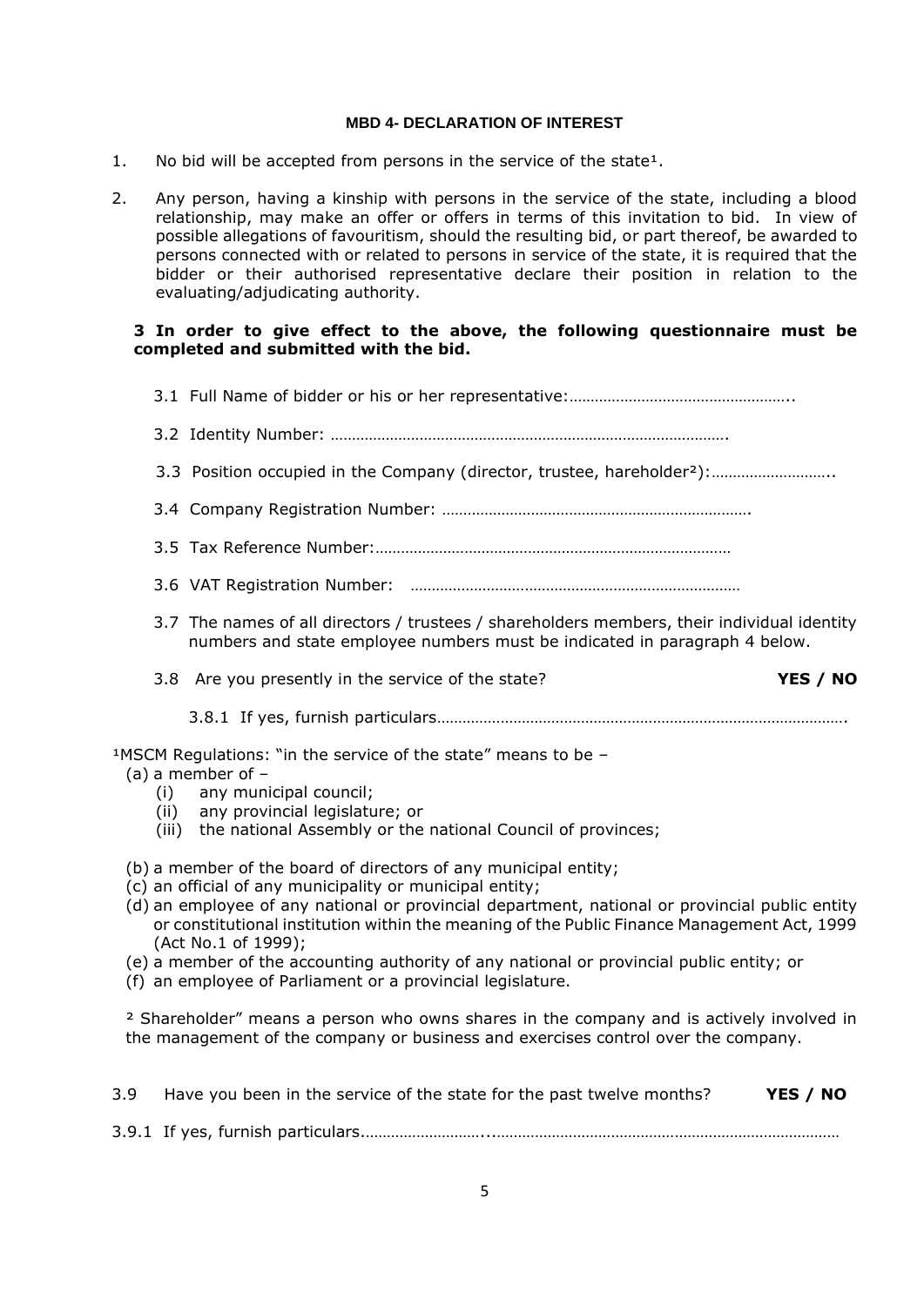### MBD 4- DECLARATION OF INTEREST

1. No bid will be accepted from persons in the service of the state[1].

2. Any person, having a kinship with persons in the service of the state, including a blood relationship, may make an offer or offers in terms of this invitation to bid. In view of possible allegations of favouritism, should the resulting bid, or part thereof, be awarded to persons connected with or related to persons in service of the state, it is required that the bidder or their authorised representative declare their position in relation to the evaluating/adjudicating authority.

**3 In order to give effect to the above, the following questionnaire must be completed and submitted with the bid.**

3.1 Full Name of bidder or his or her representative:……………………………………………..

3.2 Identity Number: ……………………………………………………………………………….

3.3 Position occupied in the Company (director, trustee, hareholder[2]):………………………..

3.4 Company Registration Number: ……………………………………………………………….

3.5 Tax Reference Number:…………………………………………………………………………

3.6 VAT Registration Number: ……………………………………………………………………

3.7 The names of all directors / trustees / shareholders members, their individual identity numbers and state employee numbers must be indicated in paragraph 4 below.

3.8 Are you presently in the service of the state? **YES / NO**

3.8.1 If yes, furnish particulars…………………………………………………………………………………….

[1]MSCM Regulations: "in the service of the state" means to be –

(a) a member of –
- (i) any municipal council;
- (ii) any provincial legislature; or
- (iii) the national Assembly or the national Council of provinces;

(b) a member of the board of directors of any municipal entity;
(c) an official of any municipality or municipal entity;
(d) an employee of any national or provincial department, national or provincial public entity or constitutional institution within the meaning of the Public Finance Management Act, 1999 (Act No.1 of 1999);
(e) a member of the accounting authority of any national or provincial public entity; or
(f) an employee of Parliament or a provincial legislature.

[2] Shareholder" means a person who owns shares in the company and is actively involved in the management of the company or business and exercises control over the company.

3.9 Have you been in the service of the state for the past twelve months? **YES / NO**

3.9.1 If yes, furnish particulars.………………………...………………………………………………………………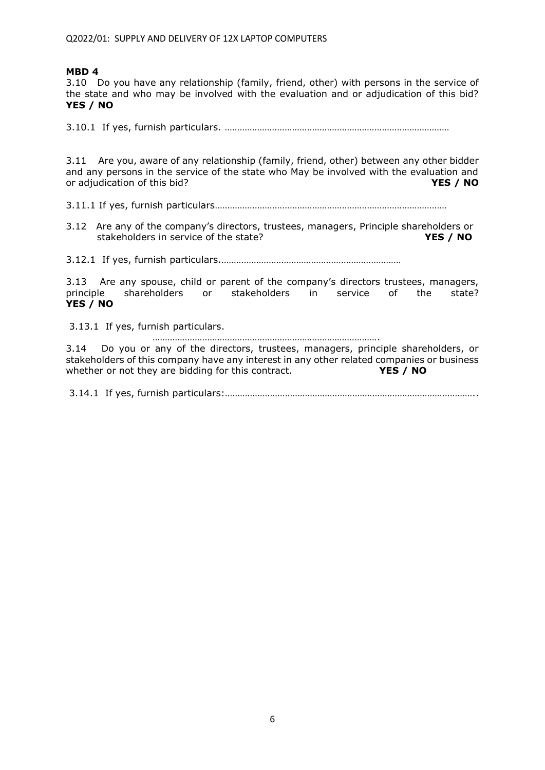**MBD 4**

3.10 Do you have any relationship (family, friend, other) with persons in the service of the state and who may be involved with the evaluation and or adjudication of this bid? **YES / NO**

3.10.1 If yes, furnish particulars. ……………………………………………………………………………

3.11 Are you, aware of any relationship (family, friend, other) between any other bidder and any persons in the service of the state who May be involved with the evaluation and or adjudication of this bid? **YES / NO**

3.11.1 If yes, furnish particulars………………………………………………………………………………

3.12 Are any of the company's directors, trustees, managers, Principle shareholders or stakeholders in service of the state? **YES / NO**

3.12.1 If yes, furnish particulars.………………………………………………………………

3.13 Are any spouse, child or parent of the company's directors trustees, managers, principle shareholders or stakeholders in service of the state? **YES / NO**

3.13.1 If yes, furnish particulars.

……………………………………………………………………………….

3.14 Do you or any of the directors, trustees, managers, principle shareholders, or stakeholders of this company have any interest in any other related companies or business whether or not they are bidding for this contract. **YES / NO**

3.14.1 If yes, furnish particulars:……………………………………………………………………………………..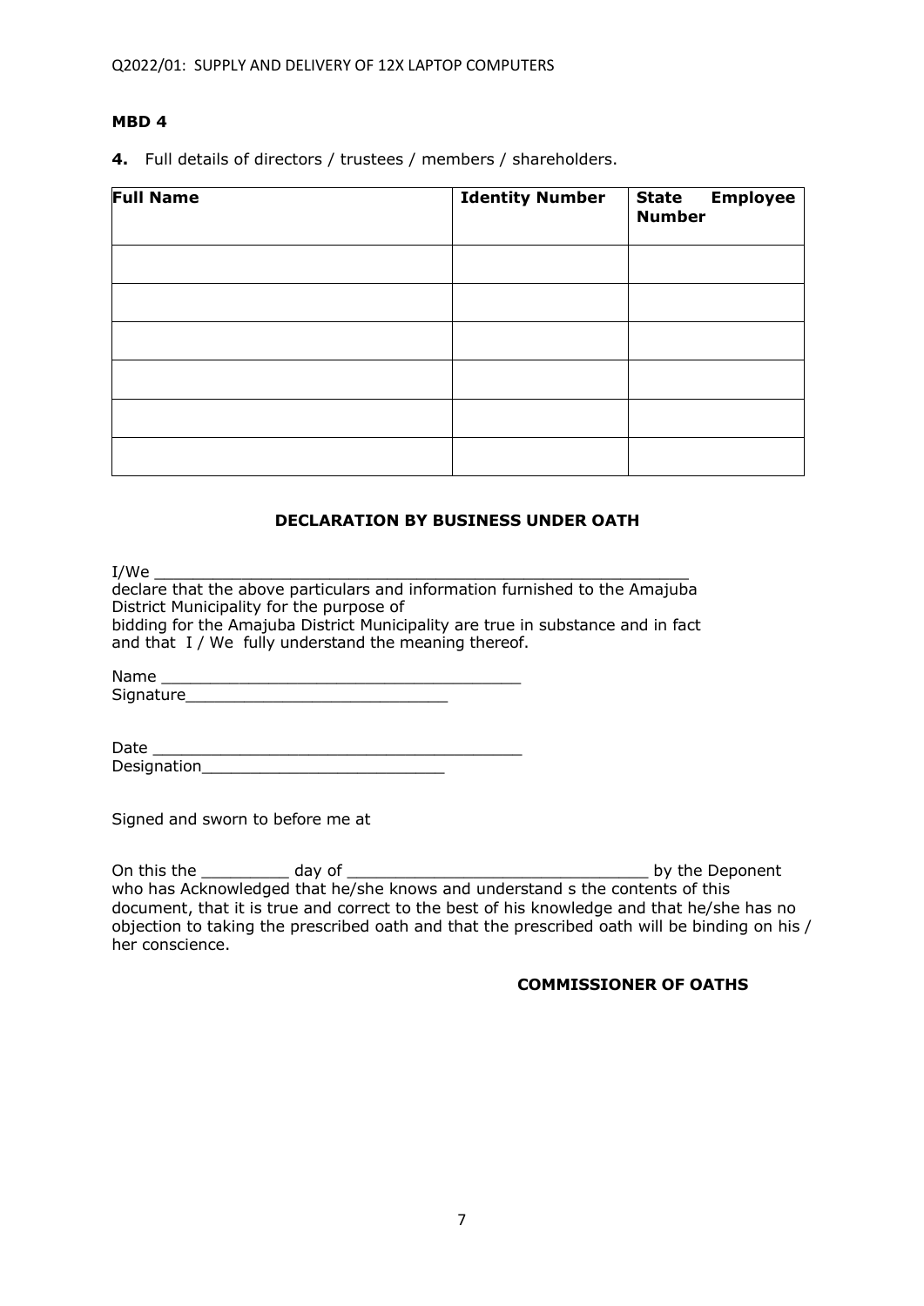**MBD 4**

**4.** Full details of directors / trustees / members / shareholders.

| **Full Name** | **Identity Number** | **State Employee Number** |
|---|---|---|
| | | |
| | | |
| | | |
| | | |
| | | |
| | | |

**DECLARATION BY BUSINESS UNDER OATH**

I/We ___________________________________________________________
declare that the above particulars and information furnished to the Amajuba District Municipality for the purpose of
bidding for the Amajuba District Municipality are true in substance and in fact and that I / We fully understand the meaning thereof.

Name ______________________________________
Signature___________________________

Date ______________________________________
Designation_________________________

Signed and sworn to before me at

On this the _________ day of ________________________________ by the Deponent who has Acknowledged that he/she knows and understand s the contents of this document, that it is true and correct to the best of his knowledge and that he/she has no objection to taking the prescribed oath and that the prescribed oath will be binding on his / her conscience.

**COMMISSIONER OF OATHS**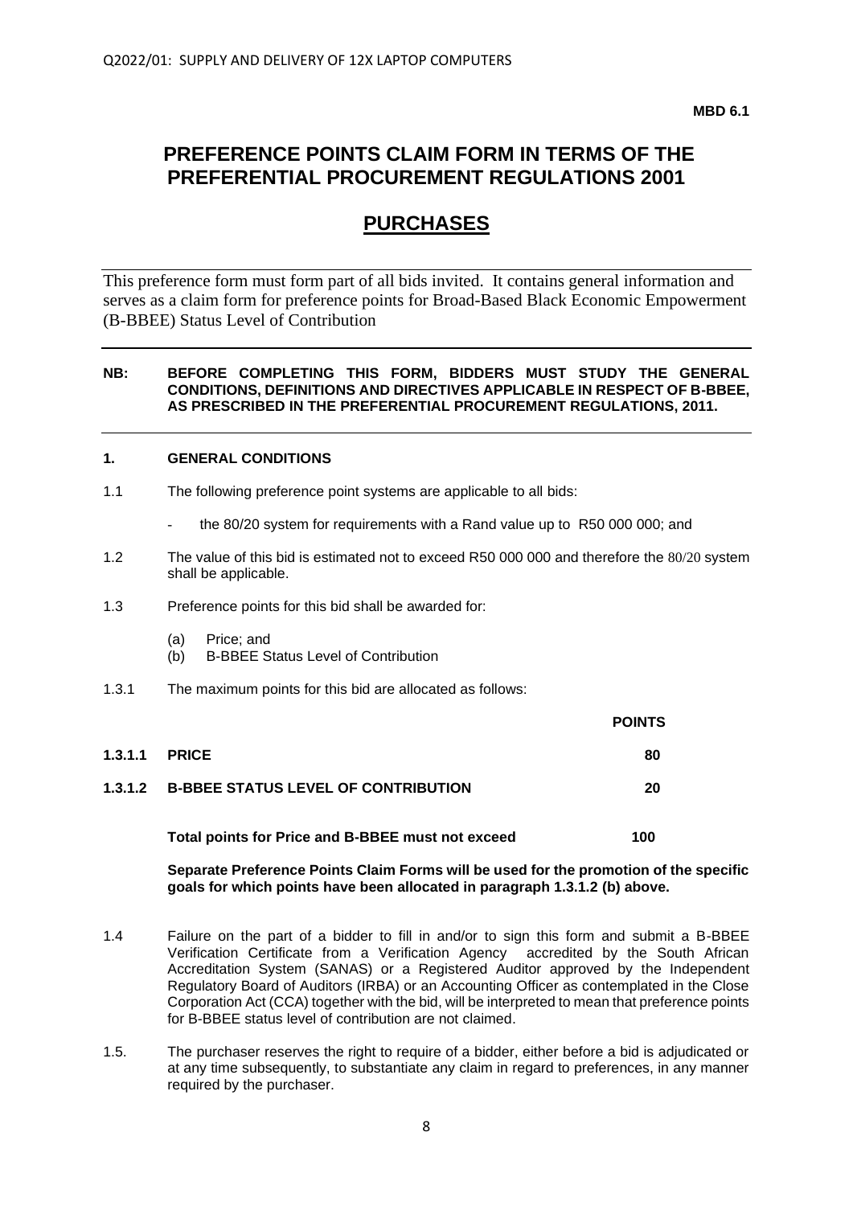**MBD 6.1**

# PREFERENCE POINTS CLAIM FORM IN TERMS OF THE PREFERENTIAL PROCUREMENT REGULATIONS 2001

## PURCHASES

This preference form must form part of all bids invited. It contains general information and serves as a claim form for preference points for Broad-Based Black Economic Empowerment (B-BBEE) Status Level of Contribution

**NB: BEFORE COMPLETING THIS FORM, BIDDERS MUST STUDY THE GENERAL CONDITIONS, DEFINITIONS AND DIRECTIVES APPLICABLE IN RESPECT OF B-BBEE, AS PRESCRIBED IN THE PREFERENTIAL PROCUREMENT REGULATIONS, 2011.**

### 1. GENERAL CONDITIONS

1.1 The following preference point systems are applicable to all bids:

- the 80/20 system for requirements with a Rand value up to R50 000 000; and

1.2 The value of this bid is estimated not to exceed R50 000 000 and therefore the 80/20 system shall be applicable.

1.3 Preference points for this bid shall be awarded for:

(a) Price; and
(b) B-BBEE Status Level of Contribution

1.3.1 The maximum points for this bid are allocated as follows:

| | | POINTS |
|---|---|---|
| **1.3.1.1** | **PRICE** | **80** |
| **1.3.1.2** | **B-BBEE STATUS LEVEL OF CONTRIBUTION** | **20** |
| | **Total points for Price and B-BBEE must not exceed** | **100** |

**Separate Preference Points Claim Forms will be used for the promotion of the specific goals for which points have been allocated in paragraph 1.3.1.2 (b) above.**

1.4 Failure on the part of a bidder to fill in and/or to sign this form and submit a B-BBEE Verification Certificate from a Verification Agency accredited by the South African Accreditation System (SANAS) or a Registered Auditor approved by the Independent Regulatory Board of Auditors (IRBA) or an Accounting Officer as contemplated in the Close Corporation Act (CCA) together with the bid, will be interpreted to mean that preference points for B-BBEE status level of contribution are not claimed.

1.5. The purchaser reserves the right to require of a bidder, either before a bid is adjudicated or at any time subsequently, to substantiate any claim in regard to preferences, in any manner required by the purchaser.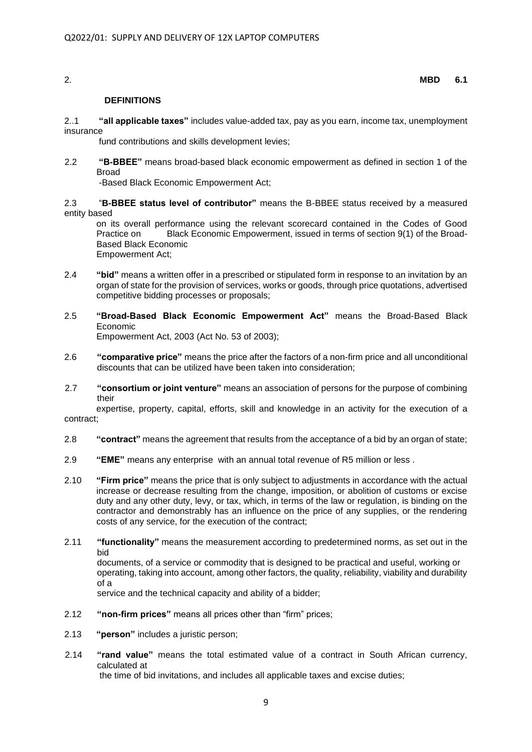2. **MBD 6.1**

**DEFINITIONS**

2..1 **"all applicable taxes"** includes value-added tax, pay as you earn, income tax, unemployment insurance fund contributions and skills development levies;

2.2 **"B-BBEE"** means broad-based black economic empowerment as defined in section 1 of the Broad -Based Black Economic Empowerment Act;

2.3 "**B-BBEE status level of contributor"** means the B-BBEE status received by a measured entity based on its overall performance using the relevant scorecard contained in the Codes of Good Practice on Black Economic Empowerment, issued in terms of section 9(1) of the Broad-Based Black Economic Empowerment Act;

2.4 **"bid"** means a written offer in a prescribed or stipulated form in response to an invitation by an organ of state for the provision of services, works or goods, through price quotations, advertised competitive bidding processes or proposals;

2.5 **"Broad-Based Black Economic Empowerment Act"** means the Broad-Based Black Economic Empowerment Act, 2003 (Act No. 53 of 2003);

2.6 **"comparative price"** means the price after the factors of a non-firm price and all unconditional discounts that can be utilized have been taken into consideration;

2.7 **"consortium or joint venture"** means an association of persons for the purpose of combining their expertise, property, capital, efforts, skill and knowledge in an activity for the execution of a contract;

2.8 **"contract"** means the agreement that results from the acceptance of a bid by an organ of state;

2.9 **"EME"** means any enterprise with an annual total revenue of R5 million or less .

2.10 **"Firm price"** means the price that is only subject to adjustments in accordance with the actual increase or decrease resulting from the change, imposition, or abolition of customs or excise duty and any other duty, levy, or tax, which, in terms of the law or regulation, is binding on the contractor and demonstrably has an influence on the price of any supplies, or the rendering costs of any service, for the execution of the contract;

2.11 **"functionality"** means the measurement according to predetermined norms, as set out in the bid documents, of a service or commodity that is designed to be practical and useful, working or operating, taking into account, among other factors, the quality, reliability, viability and durability of a service and the technical capacity and ability of a bidder;

2.12 **"non-firm prices"** means all prices other than "firm" prices;

2.13 **"person"** includes a juristic person;

2.14 **"rand value"** means the total estimated value of a contract in South African currency, calculated at the time of bid invitations, and includes all applicable taxes and excise duties;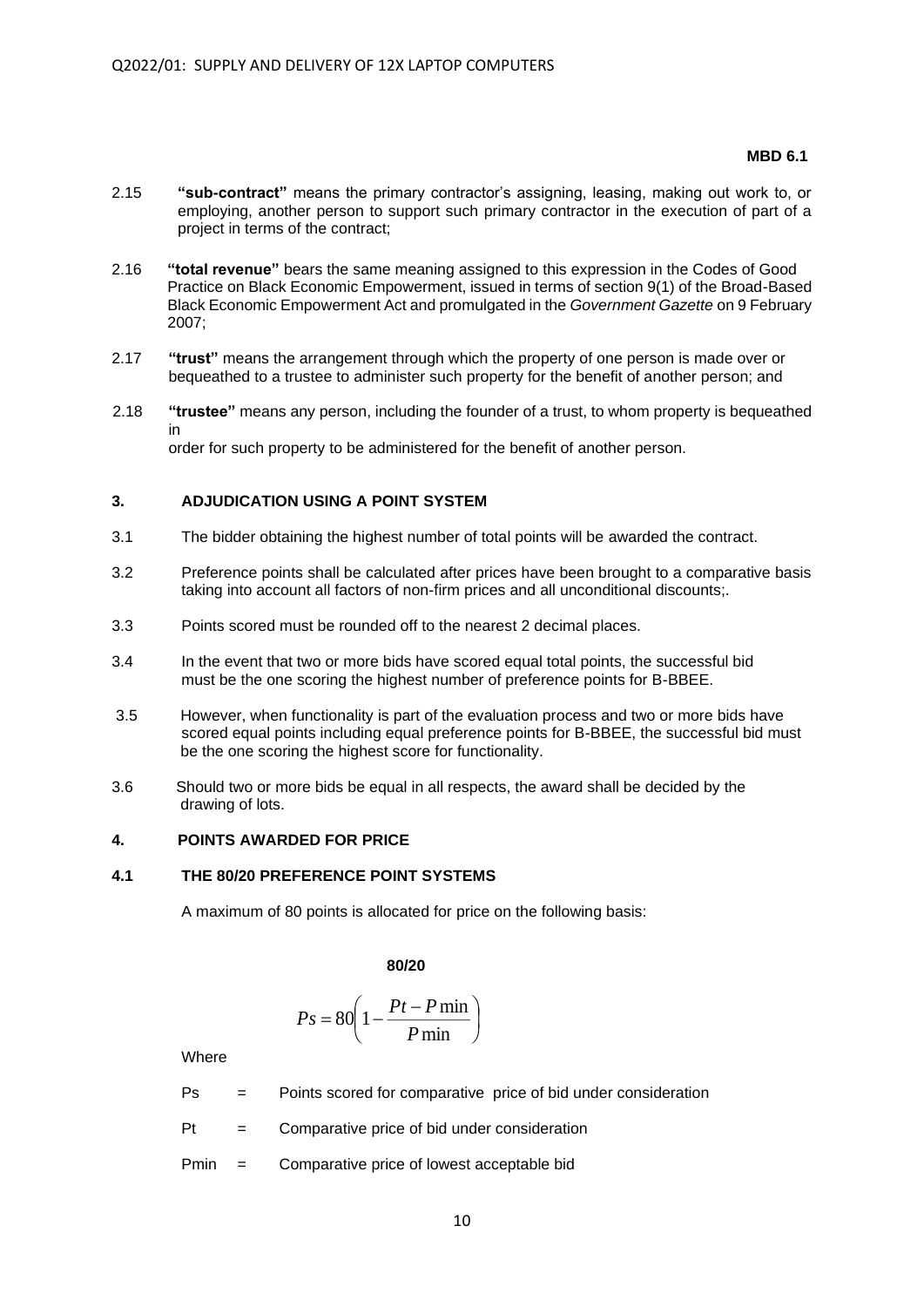**MBD 6.1**

2.15 **"sub-contract"** means the primary contractor's assigning, leasing, making out work to, or employing, another person to support such primary contractor in the execution of part of a project in terms of the contract;

2.16 **"total revenue"** bears the same meaning assigned to this expression in the Codes of Good Practice on Black Economic Empowerment, issued in terms of section 9(1) of the Broad-Based Black Economic Empowerment Act and promulgated in the *Government Gazette* on 9 February 2007;

2.17 **"trust"** means the arrangement through which the property of one person is made over or bequeathed to a trustee to administer such property for the benefit of another person; and

2.18 **"trustee"** means any person, including the founder of a trust, to whom property is bequeathed in order for such property to be administered for the benefit of another person.

## 3. ADJUDICATION USING A POINT SYSTEM

3.1 The bidder obtaining the highest number of total points will be awarded the contract.

3.2 Preference points shall be calculated after prices have been brought to a comparative basis taking into account all factors of non-firm prices and all unconditional discounts;.

3.3 Points scored must be rounded off to the nearest 2 decimal places.

3.4 In the event that two or more bids have scored equal total points, the successful bid must be the one scoring the highest number of preference points for B-BBEE.

3.5 However, when functionality is part of the evaluation process and two or more bids have scored equal points including equal preference points for B-BBEE, the successful bid must be the one scoring the highest score for functionality.

3.6 Should two or more bids be equal in all respects, the award shall be decided by the drawing of lots.

## 4. POINTS AWARDED FOR PRICE

### 4.1 THE 80/20 PREFERENCE POINT SYSTEMS

A maximum of 80 points is allocated for price on the following basis:

**80/20**

$$Ps = 80\left(1 - \frac{Pt - P\min}{P\min}\right)$$

Where

Ps = Points scored for comparative price of bid under consideration

Pt = Comparative price of bid under consideration

Pmin = Comparative price of lowest acceptable bid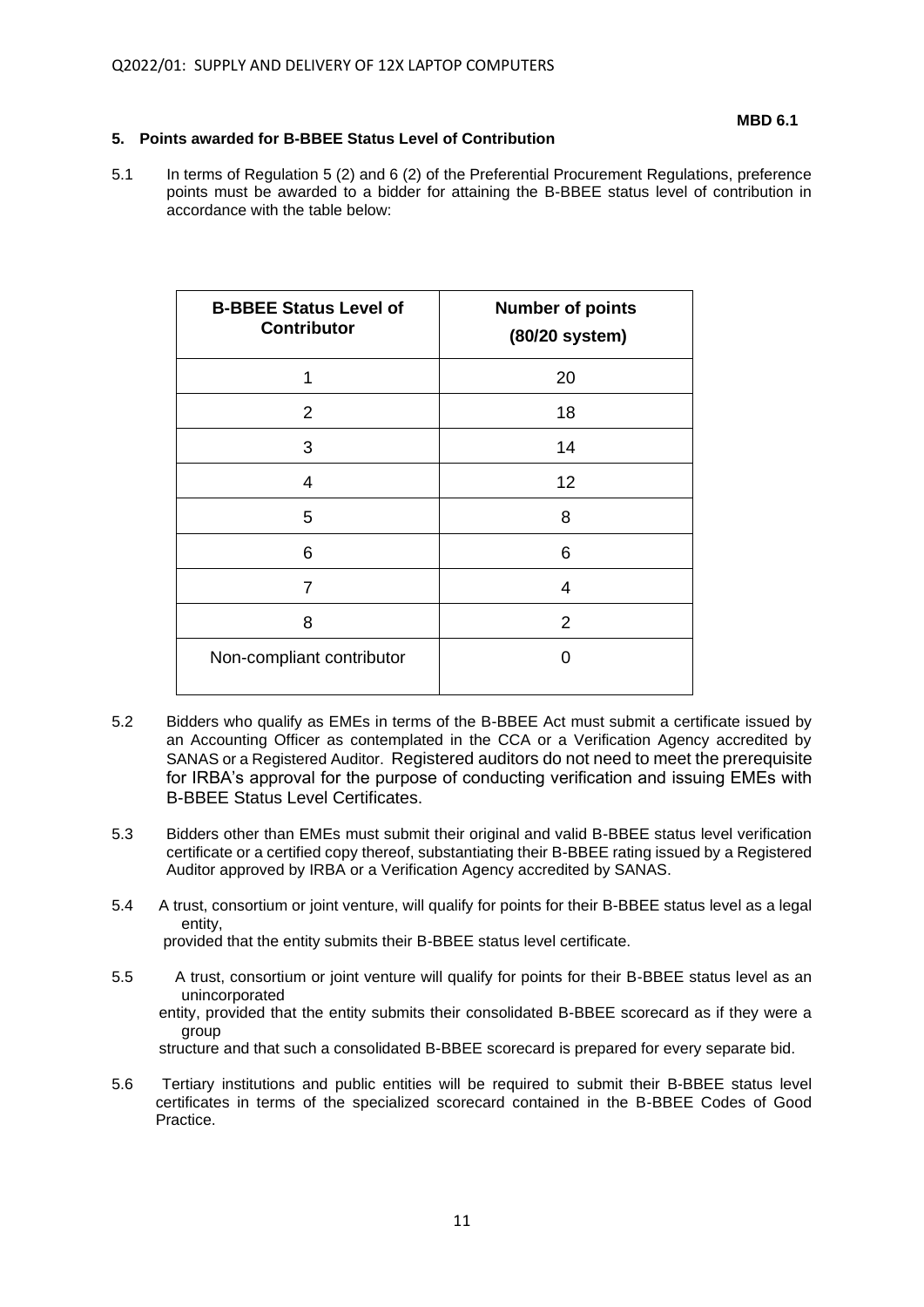**MBD 6.1**

## 5. Points awarded for B-BBEE Status Level of Contribution

5.1 In terms of Regulation 5 (2) and 6 (2) of the Preferential Procurement Regulations, preference points must be awarded to a bidder for attaining the B-BBEE status level of contribution in accordance with the table below:

| B-BBEE Status Level of Contributor | Number of points (80/20 system) |
|---|---|
| 1 | 20 |
| 2 | 18 |
| 3 | 14 |
| 4 | 12 |
| 5 | 8 |
| 6 | 6 |
| 7 | 4 |
| 8 | 2 |
| Non-compliant contributor | 0 |

5.2 Bidders who qualify as EMEs in terms of the B-BBEE Act must submit a certificate issued by an Accounting Officer as contemplated in the CCA or a Verification Agency accredited by SANAS or a Registered Auditor. Registered auditors do not need to meet the prerequisite for IRBA's approval for the purpose of conducting verification and issuing EMEs with B-BBEE Status Level Certificates.

5.3 Bidders other than EMEs must submit their original and valid B-BBEE status level verification certificate or a certified copy thereof, substantiating their B-BBEE rating issued by a Registered Auditor approved by IRBA or a Verification Agency accredited by SANAS.

5.4 A trust, consortium or joint venture, will qualify for points for their B-BBEE status level as a legal entity, provided that the entity submits their B-BBEE status level certificate.

5.5 A trust, consortium or joint venture will qualify for points for their B-BBEE status level as an unincorporated entity, provided that the entity submits their consolidated B-BBEE scorecard as if they were a group structure and that such a consolidated B-BBEE scorecard is prepared for every separate bid.

5.6 Tertiary institutions and public entities will be required to submit their B-BBEE status level certificates in terms of the specialized scorecard contained in the B-BBEE Codes of Good Practice.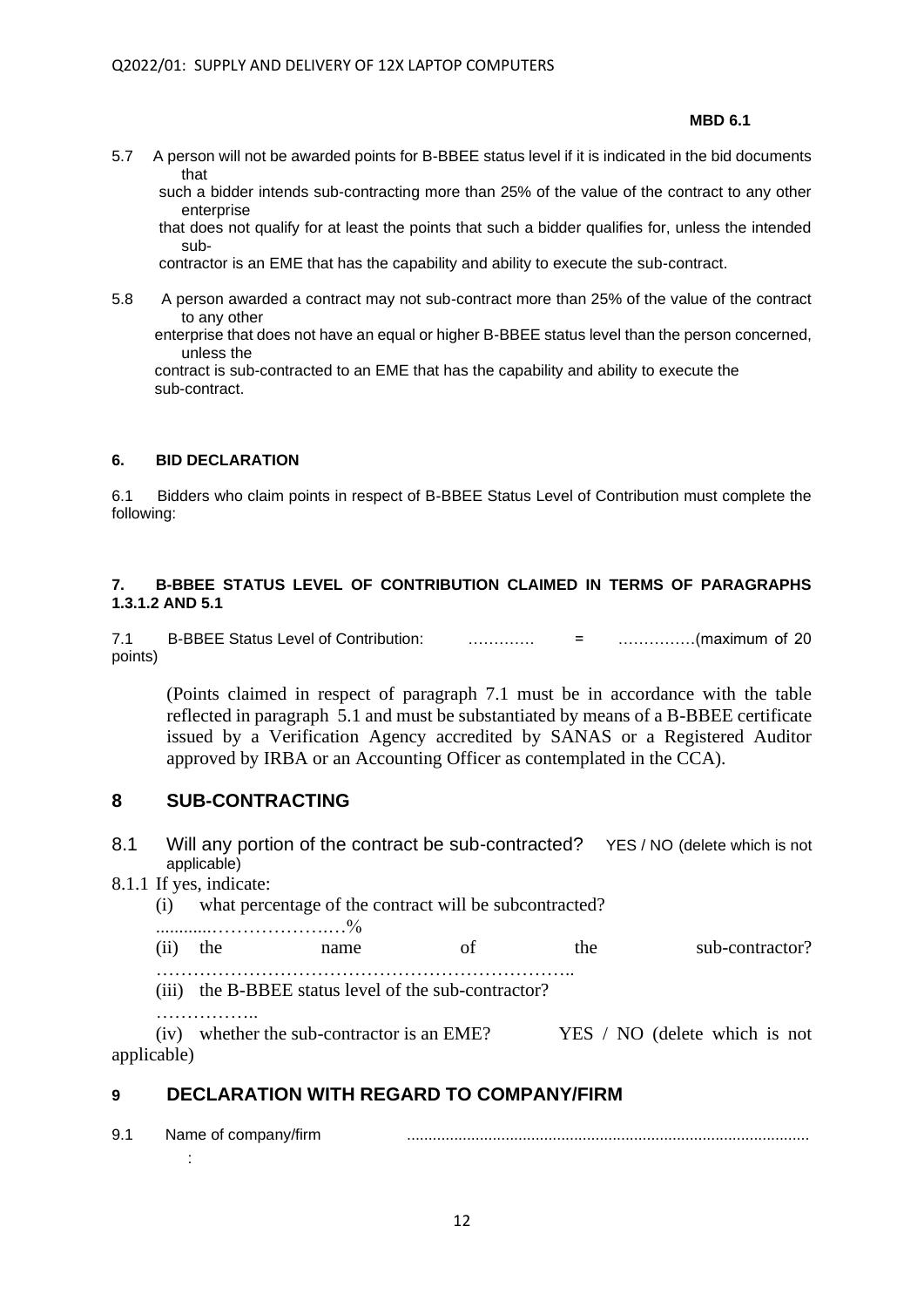MBD 6.1

5.7 A person will not be awarded points for B-BBEE status level if it is indicated in the bid documents that such a bidder intends sub-contracting more than 25% of the value of the contract to any other enterprise that does not qualify for at least the points that such a bidder qualifies for, unless the intended sub-contractor is an EME that has the capability and ability to execute the sub-contract.

5.8 A person awarded a contract may not sub-contract more than 25% of the value of the contract to any other enterprise that does not have an equal or higher B-BBEE status level than the person concerned, unless the contract is sub-contracted to an EME that has the capability and ability to execute the sub-contract.

#### 6. BID DECLARATION

6.1 Bidders who claim points in respect of B-BBEE Status Level of Contribution must complete the following:

#### 7. B-BBEE STATUS LEVEL OF CONTRIBUTION CLAIMED IN TERMS OF PARAGRAPHS 1.3.1.2 AND 5.1

7.1 B-BBEE Status Level of Contribution: …………. = ……………(maximum of 20 points)

(Points claimed in respect of paragraph 7.1 must be in accordance with the table reflected in paragraph 5.1 and must be substantiated by means of a B-BBEE certificate issued by a Verification Agency accredited by SANAS or a Registered Auditor approved by IRBA or an Accounting Officer as contemplated in the CCA).

## 8 SUB-CONTRACTING

8.1 Will any portion of the contract be sub-contracted? YES / NO (delete which is not applicable)

8.1.1 If yes, indicate:

(i) what percentage of the contract will be subcontracted?

............…………………%

(ii) the name of the sub-contractor?

…………………………………………………………..

(iii) the B-BBEE status level of the sub-contractor?

……………..

(iv) whether the sub-contractor is an EME? YES / NO (delete which is not applicable)

## 9 DECLARATION WITH REGARD TO COMPANY/FIRM

9.1 Name of company/firm : ..............................................................................................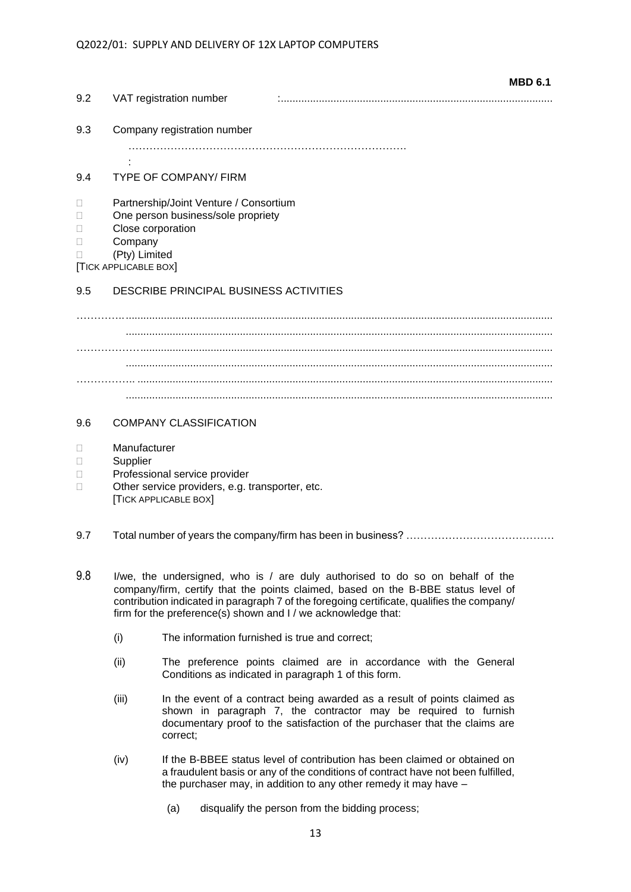**MBD 6.1**

9.2 VAT registration number :.............................................................................................

9.3 Company registration number

……………………………………………………………………….
:

9.4 TYPE OF COMPANY/ FIRM

- ☐ Partnership/Joint Venture / Consortium
- ☐ One person business/sole propriety
- ☐ Close corporation
- ☐ Company
- ☐ (Pty) Limited

[TICK APPLICABLE BOX]

9.5 DESCRIBE PRINCIPAL BUSINESS ACTIVITIES

…………. ..................................................................................................................................
..................................................................................................................................
………………..........................................................................................................................
..................................................................................................................................
…………….. ..........................................................................................................................
..................................................................................................................................

9.6 COMPANY CLASSIFICATION

- ☐ Manufacturer
- ☐ Supplier
- ☐ Professional service provider
- ☐ Other service providers, e.g. transporter, etc.

[TICK APPLICABLE BOX]

9.7 Total number of years the company/firm has been in business? ……………………………………

9.8 I/we, the undersigned, who is / are duly authorised to do so on behalf of the company/firm, certify that the points claimed, based on the B-BBE status level of contribution indicated in paragraph 7 of the foregoing certificate, qualifies the company/ firm for the preference(s) shown and I / we acknowledge that:

(i) The information furnished is true and correct;

(ii) The preference points claimed are in accordance with the General Conditions as indicated in paragraph 1 of this form.

(iii) In the event of a contract being awarded as a result of points claimed as shown in paragraph 7, the contractor may be required to furnish documentary proof to the satisfaction of the purchaser that the claims are correct;

(iv) If the B-BBEE status level of contribution has been claimed or obtained on a fraudulent basis or any of the conditions of contract have not been fulfilled, the purchaser may, in addition to any other remedy it may have –

(a) disqualify the person from the bidding process;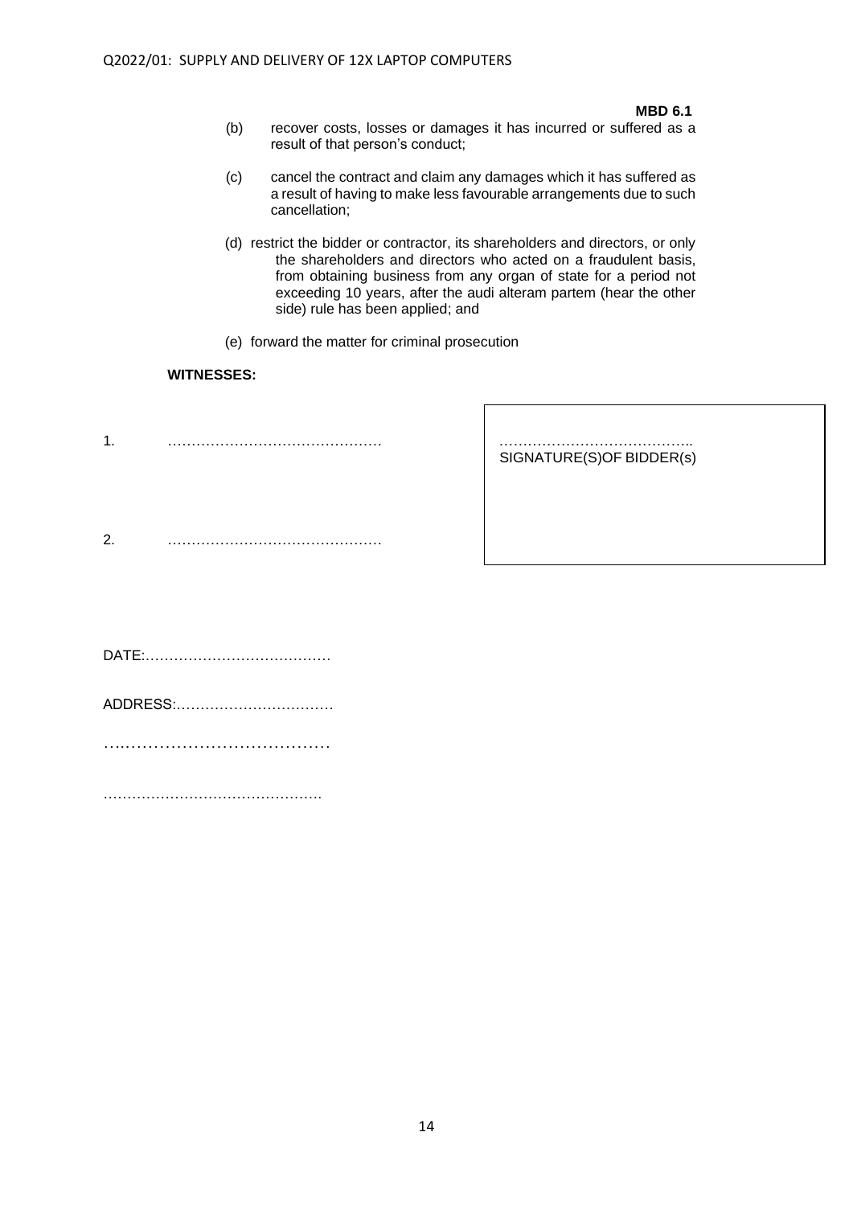**MBD 6.1**

(b) recover costs, losses or damages it has incurred or suffered as a result of that person's conduct;

(c) cancel the contract and claim any damages which it has suffered as a result of having to make less favourable arrangements due to such cancellation;

(d) restrict the bidder or contractor, its shareholders and directors, or only the shareholders and directors who acted on a fraudulent basis, from obtaining business from any organ of state for a period not exceeding 10 years, after the audi alteram partem (hear the other side) rule has been applied; and

(e) forward the matter for criminal prosecution

**WITNESSES:**

1. ………………………………………

2. ………………………………………

…………………………………..
SIGNATURE(S)OF BIDDER(s)

DATE:…………………………………

ADDRESS:……………………………

………………………………….

……………………………………….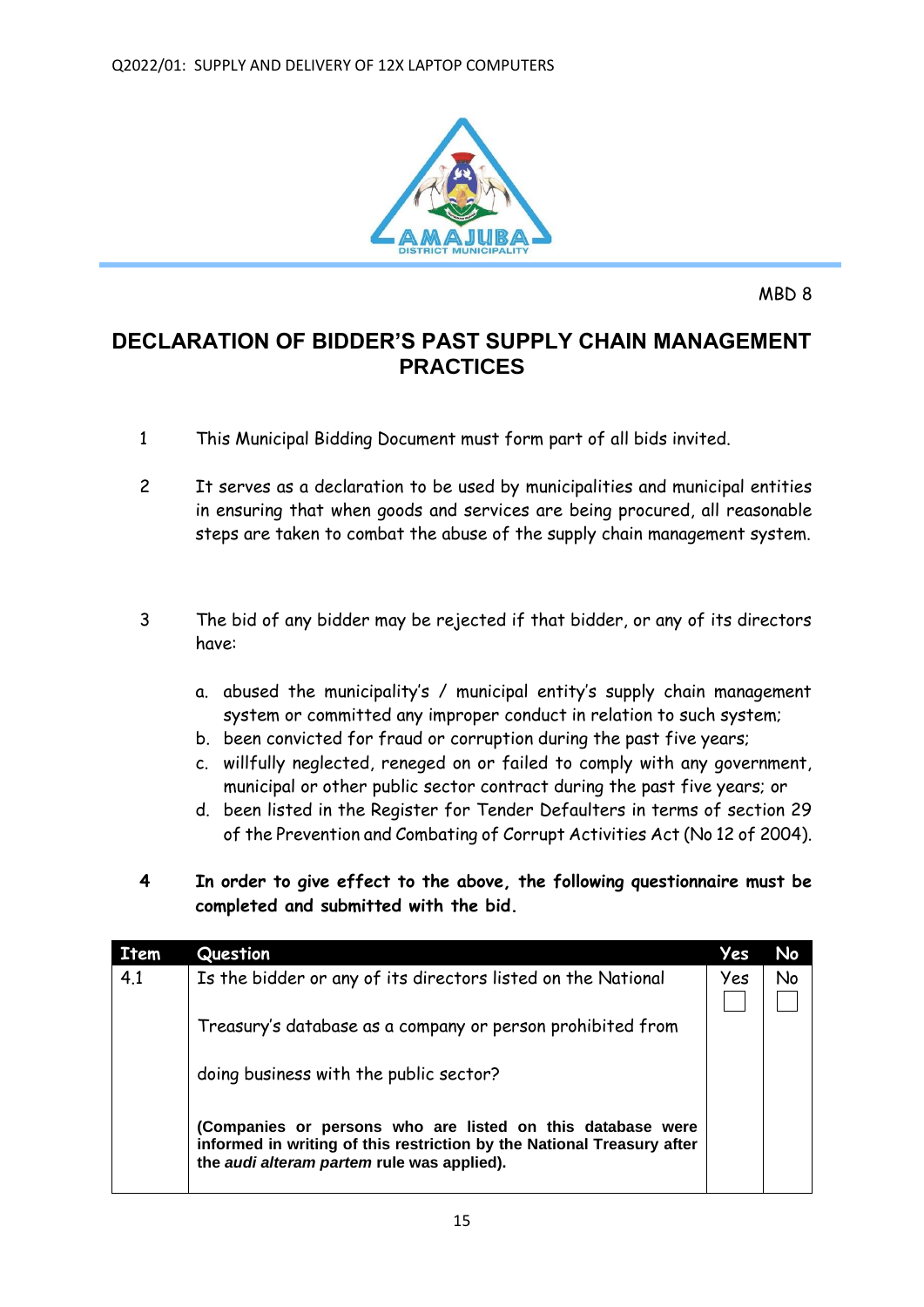MBD 8

# DECLARATION OF BIDDER'S PAST SUPPLY CHAIN MANAGEMENT PRACTICES

1. This Municipal Bidding Document must form part of all bids invited.

2. It serves as a declaration to be used by municipalities and municipal entities in ensuring that when goods and services are being procured, all reasonable steps are taken to combat the abuse of the supply chain management system.

3. The bid of any bidder may be rejected if that bidder, or any of its directors have:

   a. abused the municipality's / municipal entity's supply chain management system or committed any improper conduct in relation to such system;
   b. been convicted for fraud or corruption during the past five years;
   c. willfully neglected, reneged on or failed to comply with any government, municipal or other public sector contract during the past five years; or
   d. been listed in the Register for Tender Defaulters in terms of section 29 of the Prevention and Combating of Corrupt Activities Act (No 12 of 2004).

4. **In order to give effect to the above, the following questionnaire must be completed and submitted with the bid.**

| Item | Question | Yes | No |
|---|---|---|---|
| 4.1 | Is the bidder or any of its directors listed on the National Treasury's database as a company or person prohibited from doing business with the public sector?<br><br>**(Companies or persons who are listed on this database were informed in writing of this restriction by the National Treasury after the *audi alteram partem* rule was applied).** | Yes ☐ | No ☐ |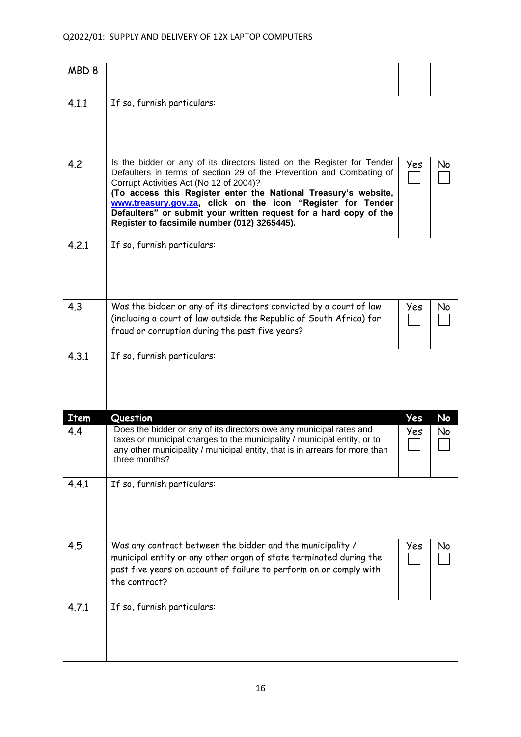| MBD 8 | | | |
|---|---|---|---|
| 4.1.1 | If so, furnish particulars: | | |
| 4.2 | Is the bidder or any of its directors listed on the Register for Tender Defaulters in terms of section 29 of the Prevention and Combating of Corrupt Activities Act (No 12 of 2004)? **(To access this Register enter the National Treasury's website, [www.treasury.gov.za](http://www.treasury.gov.za), click on the icon "Register for Tender Defaulters" or submit your written request for a hard copy of the Register to facsimile number (012) 3265445).** | Yes ☐ | No ☐ |
| 4.2.1 | If so, furnish particulars: | | |
| 4.3 | Was the bidder or any of its directors convicted by a court of law (including a court of law outside the Republic of South Africa) for fraud or corruption during the past five years? | Yes ☐ | No ☐ |
| 4.3.1 | If so, furnish particulars: | | |
| **Item** | **Question** | **Yes** | **No** |
| 4.4 | Does the bidder or any of its directors owe any municipal rates and taxes or municipal charges to the municipality / municipal entity, or to any other municipality / municipal entity, that is in arrears for more than three months? | Yes ☐ | No ☐ |
| 4.4.1 | If so, furnish particulars: | | |
| 4.5 | Was any contract between the bidder and the municipality / municipal entity or any other organ of state terminated during the past five years on account of failure to perform on or comply with the contract? | Yes ☐ | No ☐ |
| 4.7.1 | If so, furnish particulars: | | |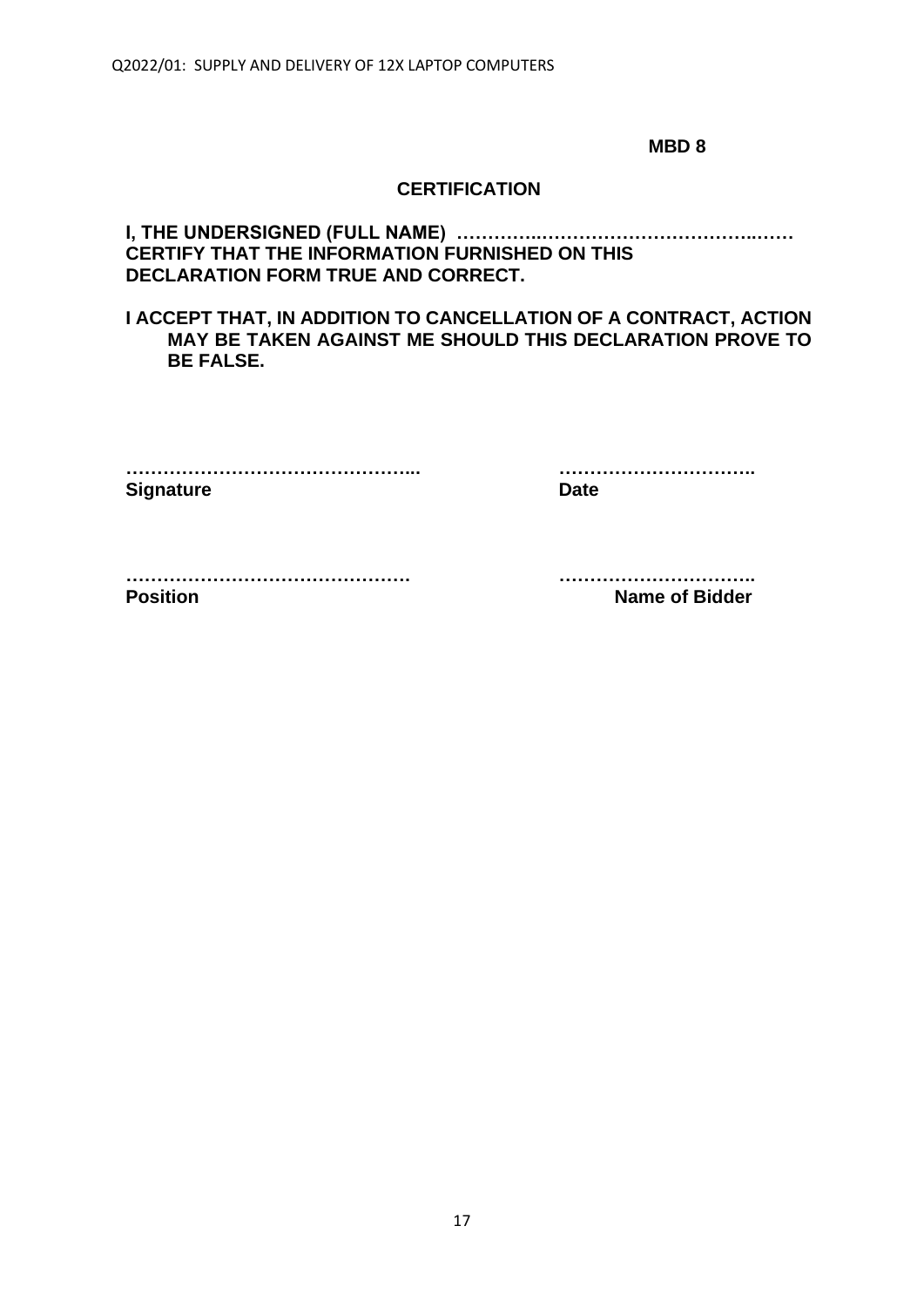**MBD 8**

## CERTIFICATION

**I, THE UNDERSIGNED (FULL NAME) …………..………………………….…..…… CERTIFY THAT THE INFORMATION FURNISHED ON THIS DECLARATION FORM TRUE AND CORRECT.**

**I ACCEPT THAT, IN ADDITION TO CANCELLATION OF A CONTRACT, ACTION MAY BE TAKEN AGAINST ME SHOULD THIS DECLARATION PROVE TO BE FALSE.**

**………………………………………...** 
**Signature**

**…………………………..** 
**Date**

**……………………………………….** 
**Position**

**…………………………..** 
**Name of Bidder**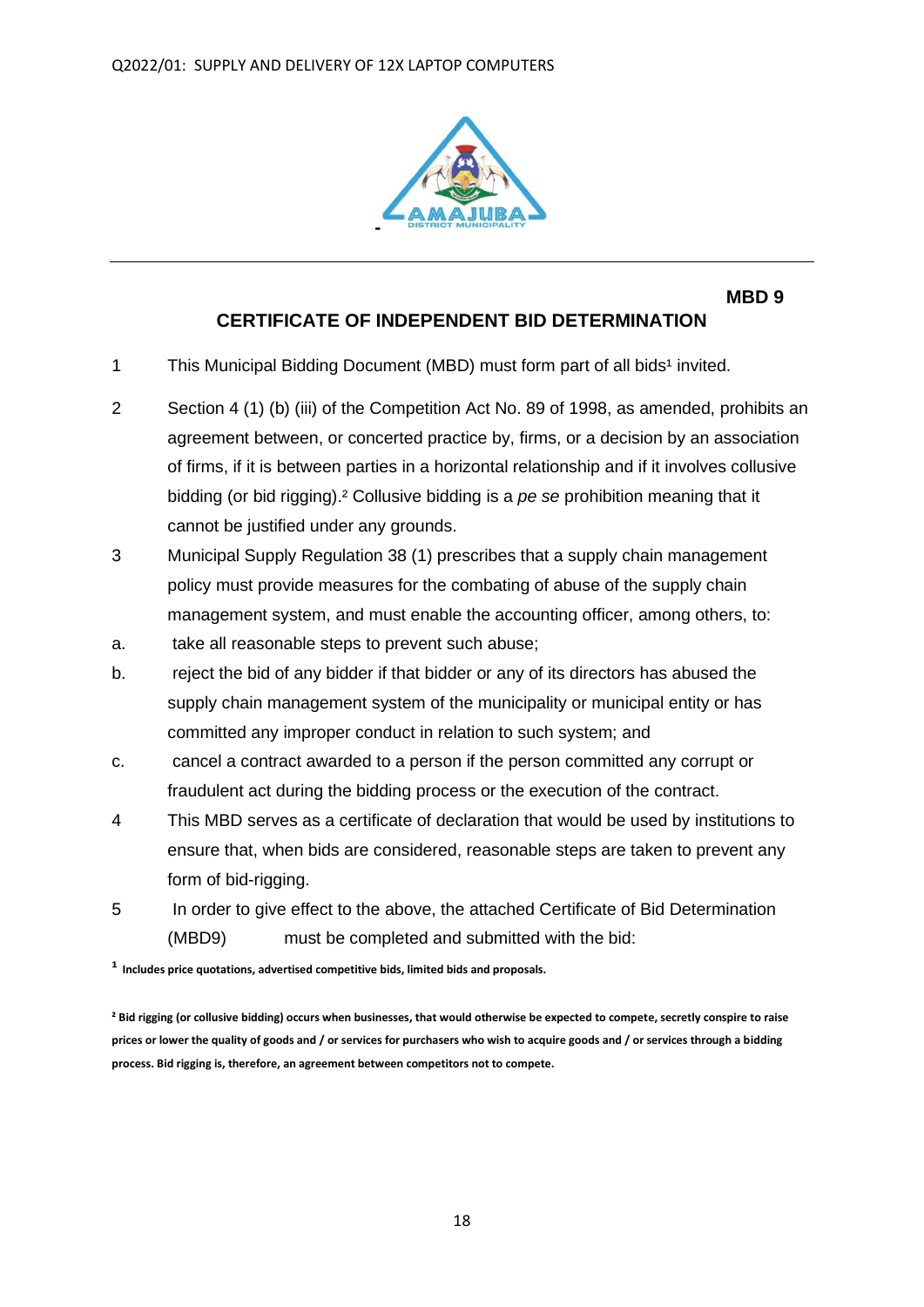**MBD 9**

## CERTIFICATE OF INDEPENDENT BID DETERMINATION

1 This Municipal Bidding Document (MBD) must form part of all bids[1] invited.

2 Section 4 (1) (b) (iii) of the Competition Act No. 89 of 1998, as amended, prohibits an agreement between, or concerted practice by, firms, or a decision by an association of firms, if it is between parties in a horizontal relationship and if it involves collusive bidding (or bid rigging).[2] Collusive bidding is a *pe se* prohibition meaning that it cannot be justified under any grounds.

3 Municipal Supply Regulation 38 (1) prescribes that a supply chain management policy must provide measures for the combating of abuse of the supply chain management system, and must enable the accounting officer, among others, to:

a. take all reasonable steps to prevent such abuse;

b. reject the bid of any bidder if that bidder or any of its directors has abused the supply chain management system of the municipality or municipal entity or has committed any improper conduct in relation to such system; and

c. cancel a contract awarded to a person if the person committed any corrupt or fraudulent act during the bidding process or the execution of the contract.

4 This MBD serves as a certificate of declaration that would be used by institutions to ensure that, when bids are considered, reasonable steps are taken to prevent any form of bid-rigging.

5 In order to give effect to the above, the attached Certificate of Bid Determination (MBD9) must be completed and submitted with the bid:

[1] **Includes price quotations, advertised competitive bids, limited bids and proposals.**

[2] **Bid rigging (or collusive bidding) occurs when businesses, that would otherwise be expected to compete, secretly conspire to raise prices or lower the quality of goods and / or services for purchasers who wish to acquire goods and / or services through a bidding process. Bid rigging is, therefore, an agreement between competitors not to compete.**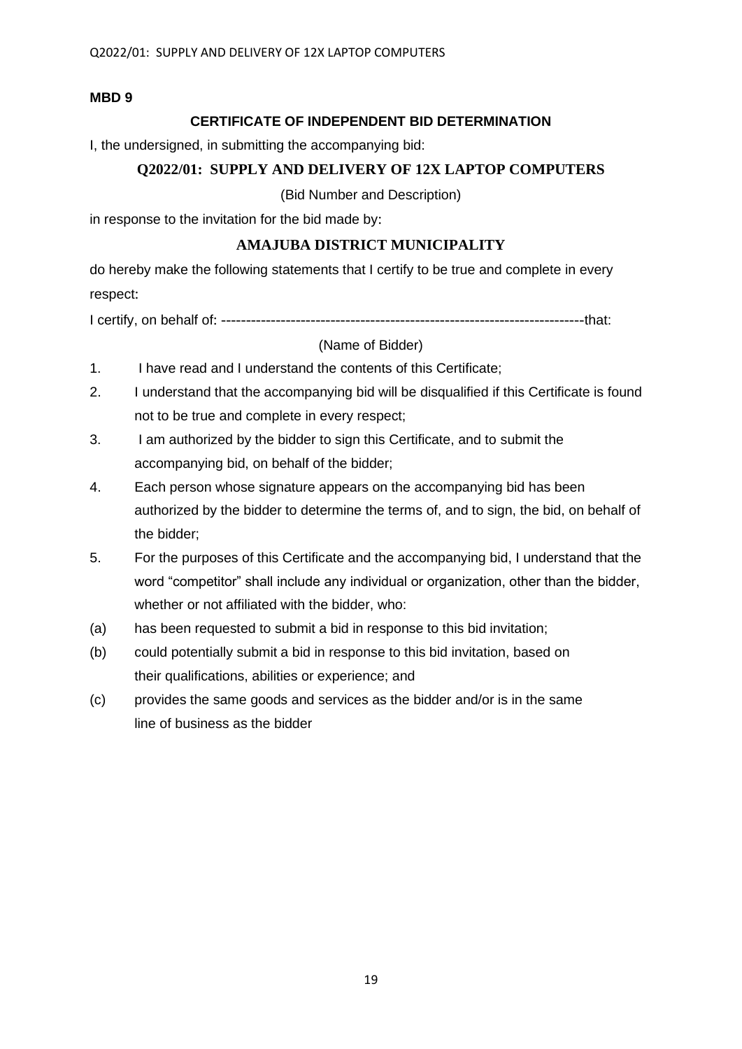**MBD 9**

## CERTIFICATE OF INDEPENDENT BID DETERMINATION

I, the undersigned, in submitting the accompanying bid:

**Q2022/01: SUPPLY AND DELIVERY OF 12X LAPTOP COMPUTERS**

(Bid Number and Description)

in response to the invitation for the bid made by:

**AMAJUBA DISTRICT MUNICIPALITY**

do hereby make the following statements that I certify to be true and complete in every respect:

I certify, on behalf of: ------------------------------------------------------------------------that:

(Name of Bidder)

1. I have read and I understand the contents of this Certificate;
2. I understand that the accompanying bid will be disqualified if this Certificate is found not to be true and complete in every respect;
3. I am authorized by the bidder to sign this Certificate, and to submit the accompanying bid, on behalf of the bidder;
4. Each person whose signature appears on the accompanying bid has been authorized by the bidder to determine the terms of, and to sign, the bid, on behalf of the bidder;
5. For the purposes of this Certificate and the accompanying bid, I understand that the word "competitor" shall include any individual or organization, other than the bidder, whether or not affiliated with the bidder, who:

(a) has been requested to submit a bid in response to this bid invitation;

(b) could potentially submit a bid in response to this bid invitation, based on their qualifications, abilities or experience; and

(c) provides the same goods and services as the bidder and/or is in the same line of business as the bidder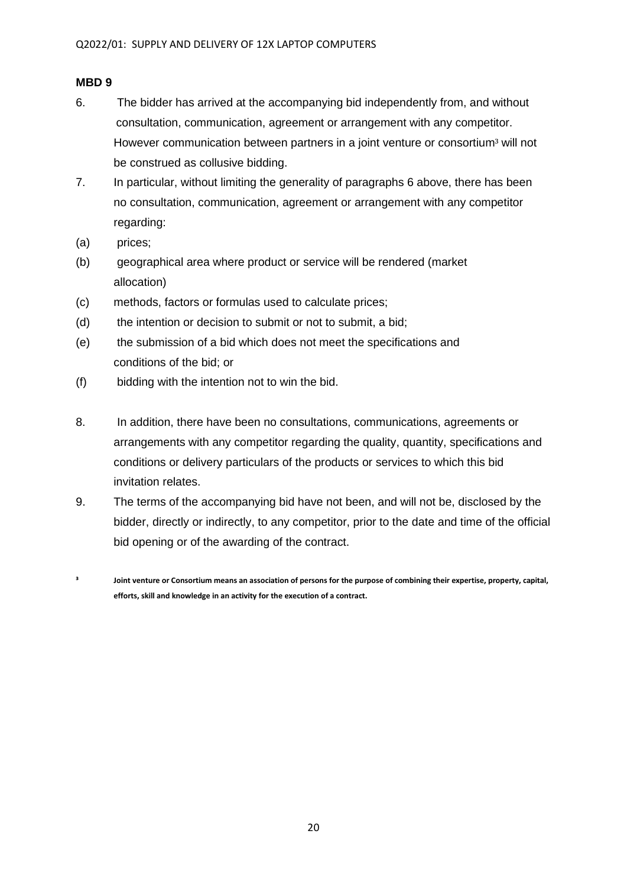**MBD 9**

6. The bidder has arrived at the accompanying bid independently from, and without consultation, communication, agreement or arrangement with any competitor. However communication between partners in a joint venture or consortium[3] will not be construed as collusive bidding.

7. In particular, without limiting the generality of paragraphs 6 above, there has been no consultation, communication, agreement or arrangement with any competitor regarding:

(a) prices;

(b) geographical area where product or service will be rendered (market allocation)

(c) methods, factors or formulas used to calculate prices;

(d) the intention or decision to submit or not to submit, a bid;

(e) the submission of a bid which does not meet the specifications and conditions of the bid; or

(f) bidding with the intention not to win the bid.

8. In addition, there have been no consultations, communications, agreements or arrangements with any competitor regarding the quality, quantity, specifications and conditions or delivery particulars of the products or services to which this bid invitation relates.

9. The terms of the accompanying bid have not been, and will not be, disclosed by the bidder, directly or indirectly, to any competitor, prior to the date and time of the official bid opening or of the awarding of the contract.

[3] **Joint venture or Consortium means an association of persons for the purpose of combining their expertise, property, capital, efforts, skill and knowledge in an activity for the execution of a contract.**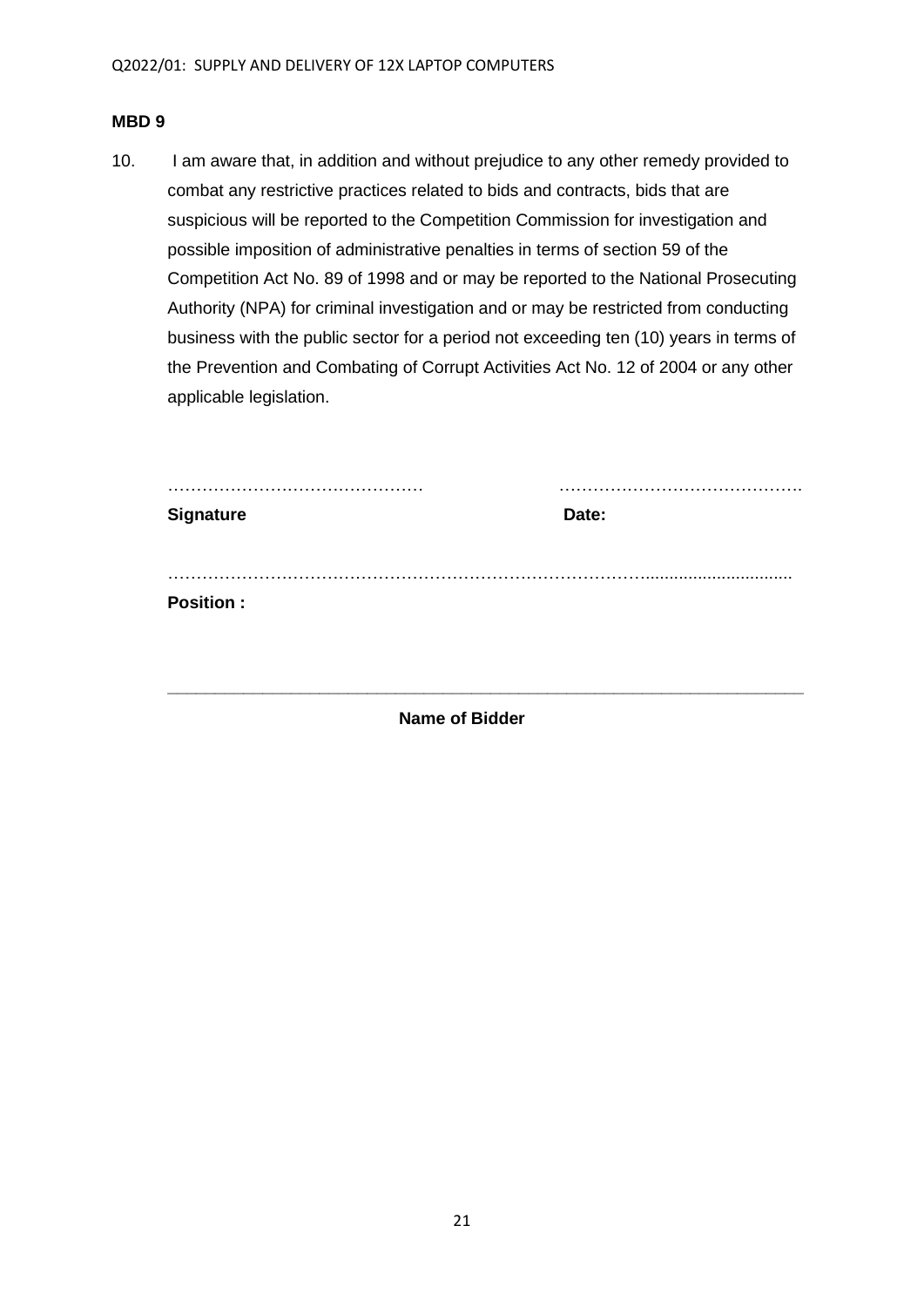**MBD 9**

10. I am aware that, in addition and without prejudice to any other remedy provided to combat any restrictive practices related to bids and contracts, bids that are suspicious will be reported to the Competition Commission for investigation and possible imposition of administrative penalties in terms of section 59 of the Competition Act No. 89 of 1998 and or may be reported to the National Prosecuting Authority (NPA) for criminal investigation and or may be restricted from conducting business with the public sector for a period not exceeding ten (10) years in terms of the Prevention and Combating of Corrupt Activities Act No. 12 of 2004 or any other applicable legislation.

……………………………………… ……………………………………

**Signature** **Date:**

…………………………………………………………………………...............................

**Position :**

________________________________________________________________

**Name of Bidder**